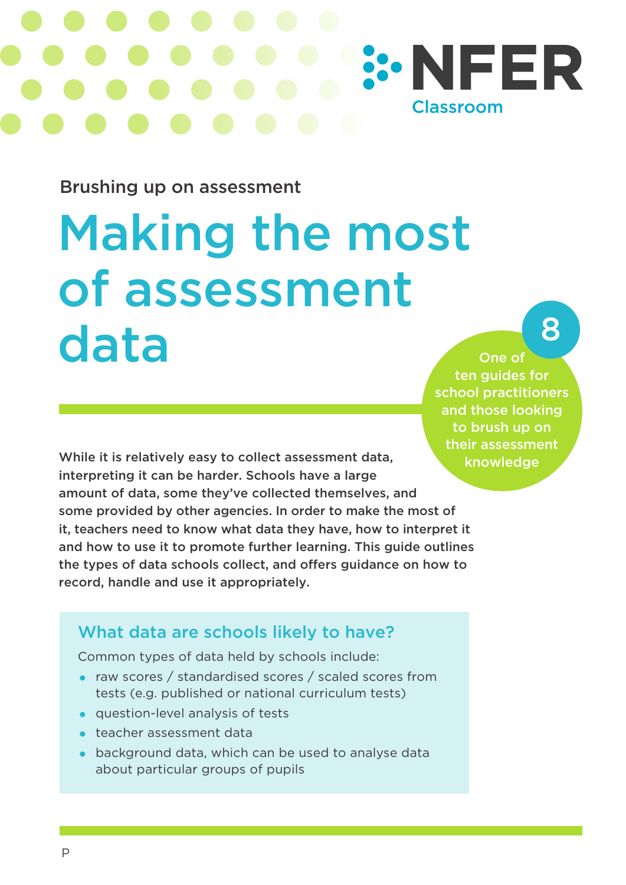NFER Classroom

Brushing up on assessment

# Making the most of assessment data

8

One of ten guides for school practitioners and those looking to brush up on their assessment knowledge

**While it is relatively easy to collect assessment data, interpreting it can be harder. Schools have a large amount of data, some they've collected themselves, and some provided by other agencies. In order to make the most of it, teachers need to know what data they have, how to interpret it and how to use it to promote further learning. This guide outlines the types of data schools collect, and offers guidance on how to record, handle and use it appropriately.**

## What data are schools likely to have?

Common types of data held by schools include:

- raw scores / standardised scores / scaled scores from tests (e.g. published or national curriculum tests)
- question-level analysis of tests
- teacher assessment data
- background data, which can be used to analyse data about particular groups of pupils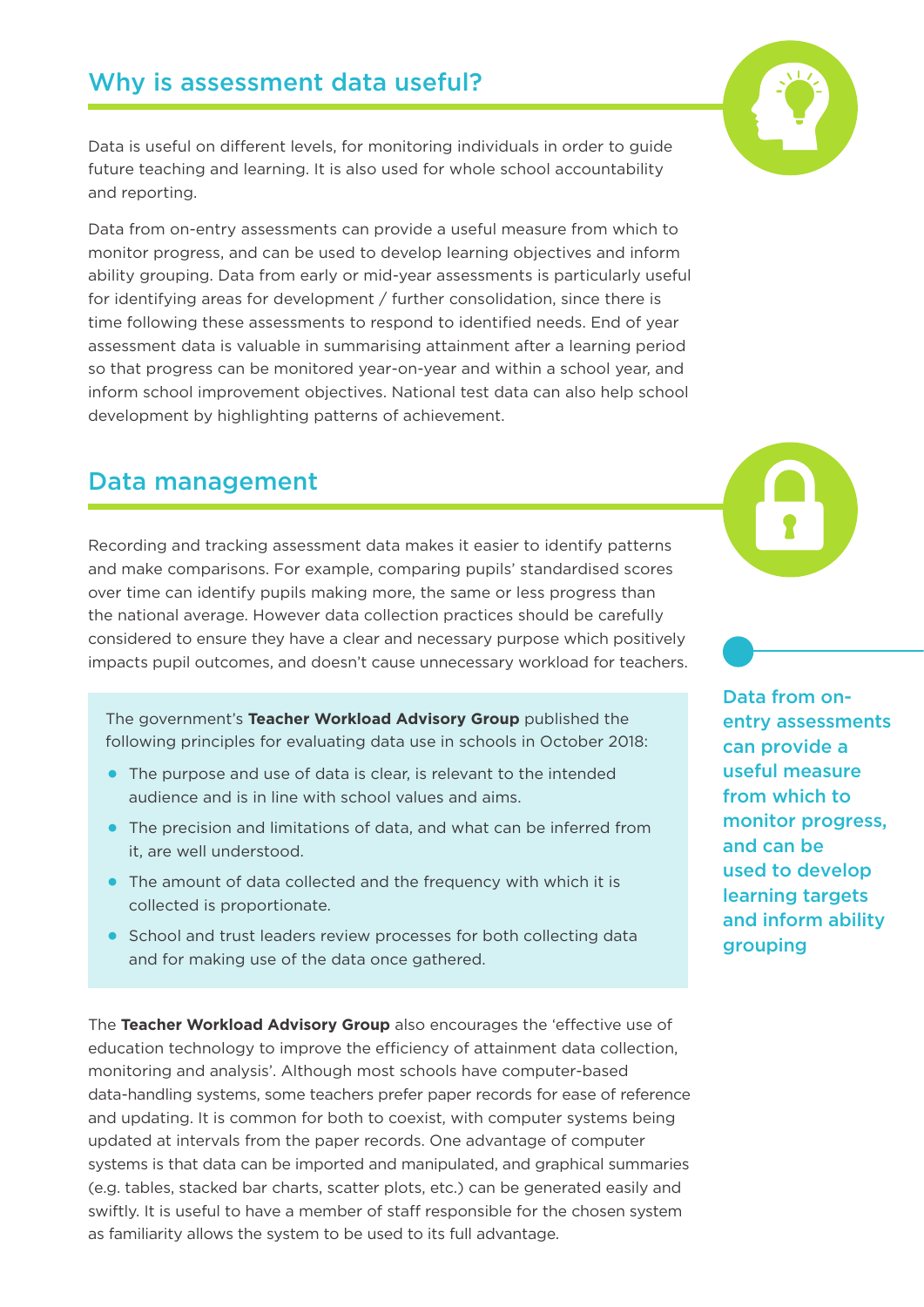## Why is assessment data useful?

Data is useful on different levels, for monitoring individuals in order to guide future teaching and learning. It is also used for whole school accountability and reporting.

Data from on-entry assessments can provide a useful measure from which to monitor progress, and can be used to develop learning objectives and inform ability grouping. Data from early or mid-year assessments is particularly useful for identifying areas for development / further consolidation, since there is time following these assessments to respond to identified needs. End of year assessment data is valuable in summarising attainment after a learning period so that progress can be monitored year-on-year and within a school year, and inform school improvement objectives. National test data can also help school development by highlighting patterns of achievement.

## Data management

Recording and tracking assessment data makes it easier to identify patterns and make comparisons. For example, comparing pupils' standardised scores over time can identify pupils making more, the same or less progress than the national average. However data collection practices should be carefully considered to ensure they have a clear and necessary purpose which positively impacts pupil outcomes, and doesn't cause unnecessary workload for teachers.

**Data from on-entry assessments can provide a useful measure from which to monitor progress, and can be used to develop learning targets and inform ability grouping**

The government's **Teacher Workload Advisory Group** published the following principles for evaluating data use in schools in October 2018:

- The purpose and use of data is clear, is relevant to the intended audience and is in line with school values and aims.
- The precision and limitations of data, and what can be inferred from it, are well understood.
- The amount of data collected and the frequency with which it is collected is proportionate.
- School and trust leaders review processes for both collecting data and for making use of the data once gathered.

The **Teacher Workload Advisory Group** also encourages the 'effective use of education technology to improve the efficiency of attainment data collection, monitoring and analysis'. Although most schools have computer-based data-handling systems, some teachers prefer paper records for ease of reference and updating. It is common for both to coexist, with computer systems being updated at intervals from the paper records. One advantage of computer systems is that data can be imported and manipulated, and graphical summaries (e.g. tables, stacked bar charts, scatter plots, etc.) can be generated easily and swiftly. It is useful to have a member of staff responsible for the chosen system as familiarity allows the system to be used to its full advantage.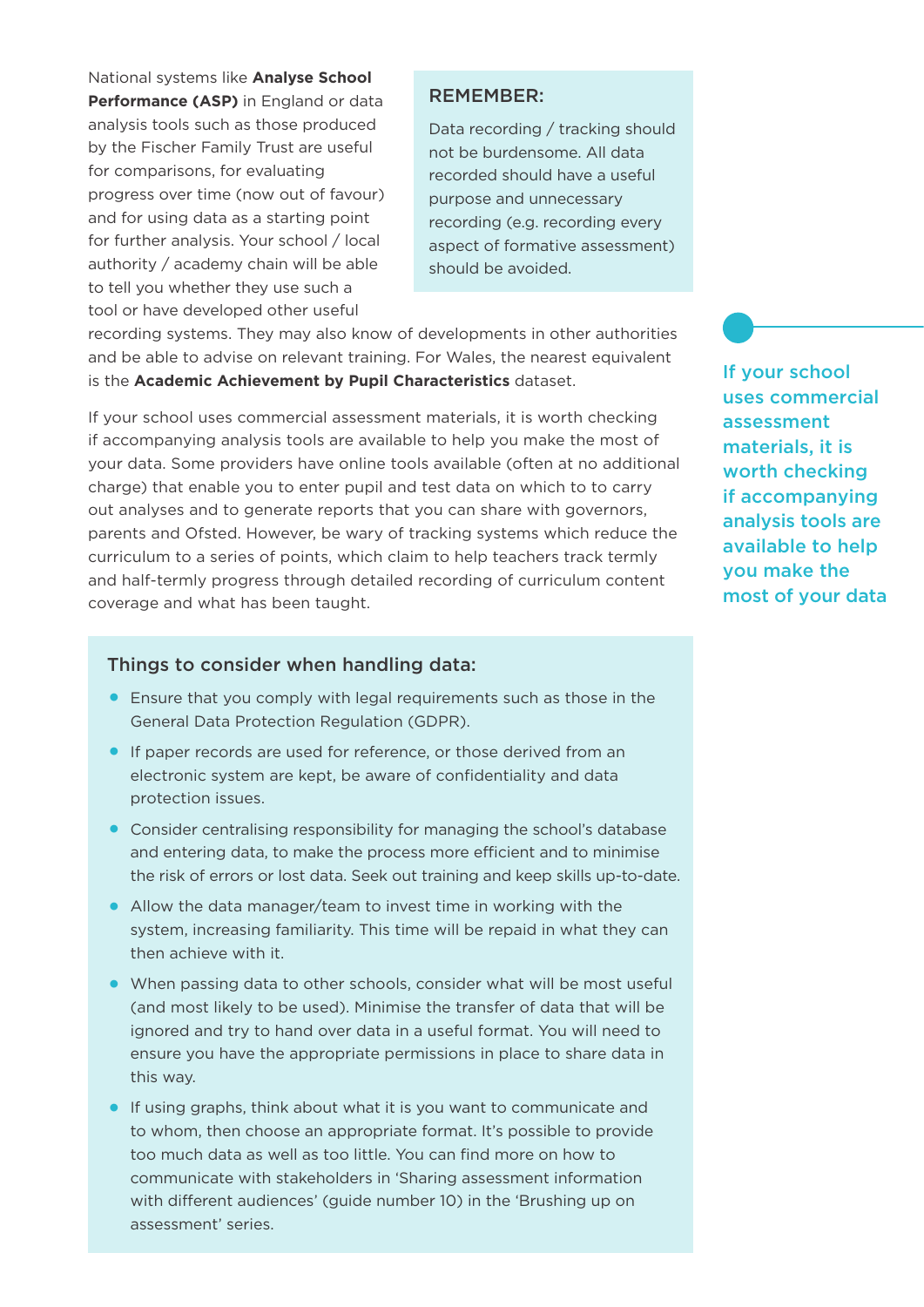National systems like **Analyse School Performance (ASP)** in England or data analysis tools such as those produced by the Fischer Family Trust are useful for comparisons, for evaluating progress over time (now out of favour) and for using data as a starting point for further analysis. Your school / local authority / academy chain will be able to tell you whether they use such a tool or have developed other useful recording systems. They may also know of developments in other authorities and be able to advise on relevant training. For Wales, the nearest equivalent is the **Academic Achievement by Pupil Characteristics** dataset.

> **REMEMBER:**
>
> Data recording / tracking should not be burdensome. All data recorded should have a useful purpose and unnecessary recording (e.g. recording every aspect of formative assessment) should be avoided.

If your school uses commercial assessment materials, it is worth checking if accompanying analysis tools are available to help you make the most of your data. Some providers have online tools available (often at no additional charge) that enable you to enter pupil and test data on which to to carry out analyses and to generate reports that you can share with governors, parents and Ofsted. However, be wary of tracking systems which reduce the curriculum to a series of points, which claim to help teachers track termly and half-termly progress through detailed recording of curriculum content coverage and what has been taught.

> **If your school uses commercial assessment materials, it is worth checking if accompanying analysis tools are available to help you make the most of your data**

### Things to consider when handling data:

- Ensure that you comply with legal requirements such as those in the General Data Protection Regulation (GDPR).
- If paper records are used for reference, or those derived from an electronic system are kept, be aware of confidentiality and data protection issues.
- Consider centralising responsibility for managing the school's database and entering data, to make the process more efficient and to minimise the risk of errors or lost data. Seek out training and keep skills up-to-date.
- Allow the data manager/team to invest time in working with the system, increasing familiarity. This time will be repaid in what they can then achieve with it.
- When passing data to other schools, consider what will be most useful (and most likely to be used). Minimise the transfer of data that will be ignored and try to hand over data in a useful format. You will need to ensure you have the appropriate permissions in place to share data in this way.
- If using graphs, think about what it is you want to communicate and to whom, then choose an appropriate format. It's possible to provide too much data as well as too little. You can find more on how to communicate with stakeholders in 'Sharing assessment information with different audiences' (guide number 10) in the 'Brushing up on assessment' series.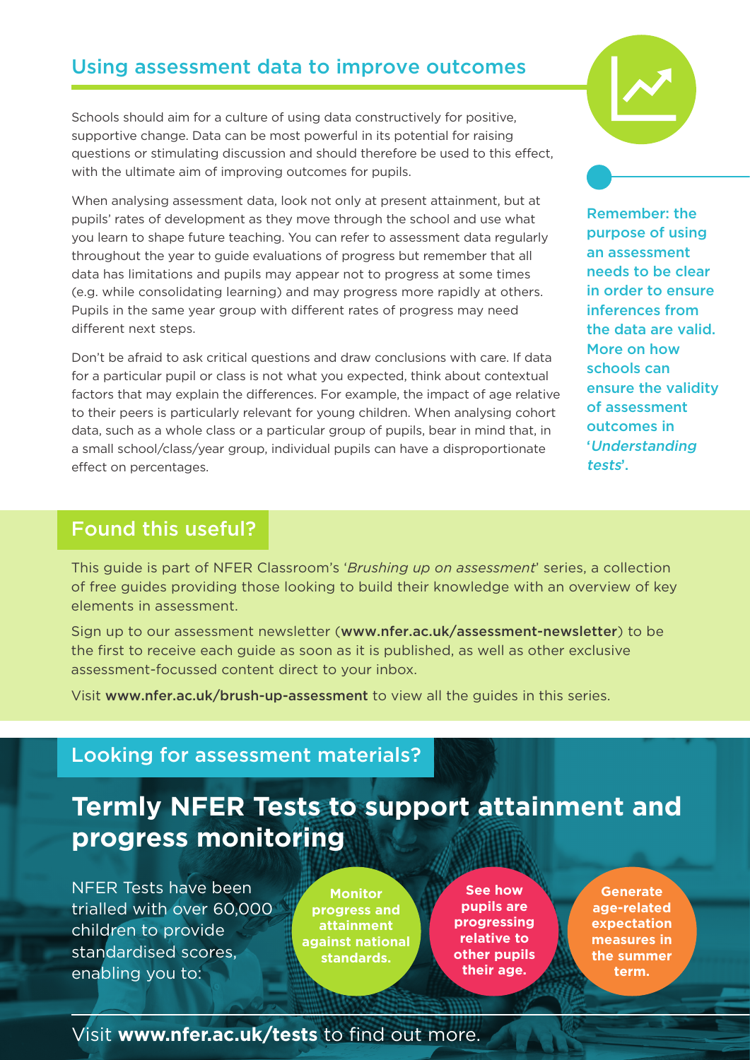## Using assessment data to improve outcomes

Schools should aim for a culture of using data constructively for positive, supportive change. Data can be most powerful in its potential for raising questions or stimulating discussion and should therefore be used to this effect, with the ultimate aim of improving outcomes for pupils.

When analysing assessment data, look not only at present attainment, but at pupils' rates of development as they move through the school and use what you learn to shape future teaching. You can refer to assessment data regularly throughout the year to guide evaluations of progress but remember that all data has limitations and pupils may appear not to progress at some times (e.g. while consolidating learning) and may progress more rapidly at others. Pupils in the same year group with different rates of progress may need different next steps.

Don't be afraid to ask critical questions and draw conclusions with care. If data for a particular pupil or class is not what you expected, think about contextual factors that may explain the differences. For example, the impact of age relative to their peers is particularly relevant for young children. When analysing cohort data, such as a whole class or a particular group of pupils, bear in mind that, in a small school/class/year group, individual pupils can have a disproportionate effect on percentages.

**Remember: the purpose of using an assessment needs to be clear in order to ensure inferences from the data are valid. More on how schools can ensure the validity of assessment outcomes in '*Understanding tests*'.**

## Found this useful?

This guide is part of NFER Classroom's '*Brushing up on assessment*' series, a collection of free guides providing those looking to build their knowledge with an overview of key elements in assessment.

Sign up to our assessment newsletter (**www.nfer.ac.uk/assessment-newsletter**) to be the first to receive each guide as soon as it is published, as well as other exclusive assessment-focussed content direct to your inbox.

Visit **www.nfer.ac.uk/brush-up-assessment** to view all the guides in this series.

## Looking for assessment materials?

# Termly NFER Tests to support attainment and progress monitoring

NFER Tests have been trialled with over 60,000 children to provide standardised scores, enabling you to:

- **Monitor progress and attainment against national standards.**
- **See how pupils are progressing relative to other pupils their age.**
- **Generate age-related expectation measures in the summer term.**

Visit **www.nfer.ac.uk/tests** to find out more.